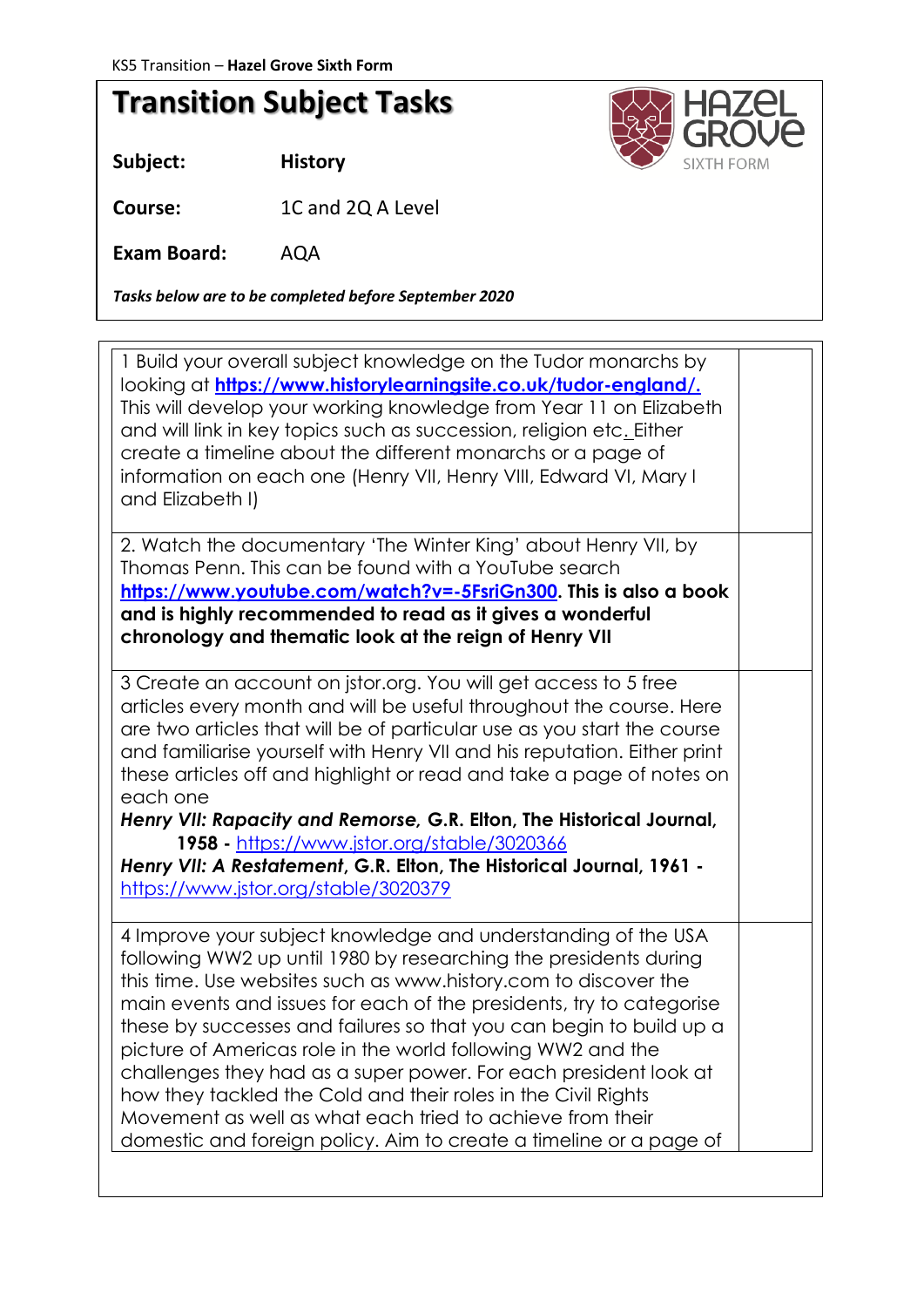KS5 Transition – **Hazel Grove Sixth Form**

# Transition Subject Tasks

**Subject:** **History**

**Course:** 1C and 2Q A Level

**Exam Board:** AQA

***Tasks below are to be completed before September 2020***

| | |
|---|---|
| 1 Build your overall subject knowledge on the Tudor monarchs by looking at **https://www.historylearningsite.co.uk/tudor-england/.** This will develop your working knowledge from Year 11 on Elizabeth and will link in key topics such as succession, religion etc. Either create a timeline about the different monarchs or a page of information on each one (Henry VII, Henry VIII, Edward VI, Mary I and Elizabeth I) | |
| 2. Watch the documentary 'The Winter King' about Henry VII, by Thomas Penn. This can be found with a YouTube search **https://www.youtube.com/watch?v=-5FsriGn300**. **This is also a book and is highly recommended to read as it gives a wonderful chronology and thematic look at the reign of Henry VII** | |
| 3 Create an account on jstor.org. You will get access to 5 free articles every month and will be useful throughout the course. Here are two articles that will be of particular use as you start the course and familiarise yourself with Henry VII and his reputation. Either print these articles off and highlight or read and take a page of notes on each one<br>***Henry VII: Rapacity and Remorse*, G.R. Elton, The Historical Journal, 1958 -** https://www.jstor.org/stable/3020366<br>***Henry VII: A Restatement*, G.R. Elton, The Historical Journal, 1961 -** https://www.jstor.org/stable/3020379 | |
| 4 Improve your subject knowledge and understanding of the USA following WW2 up until 1980 by researching the presidents during this time. Use websites such as www.history.com to discover the main events and issues for each of the presidents, try to categorise these by successes and failures so that you can begin to build up a picture of Americas role in the world following WW2 and the challenges they had as a super power. For each president look at how they tackled the Cold and their roles in the Civil Rights Movement as well as what each tried to achieve from their domestic and foreign policy. Aim to create a timeline or a page of | |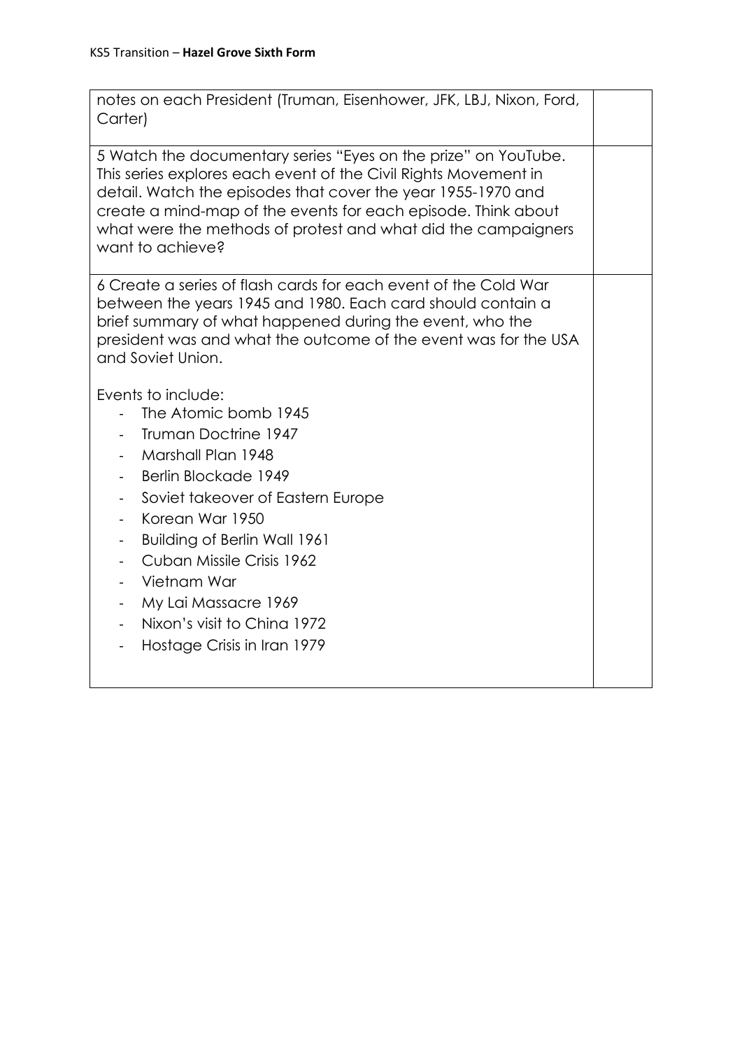| | |
|---|---|
| notes on each President (Truman, Eisenhower, JFK, LBJ, Nixon, Ford, Carter) | |
| 5 Watch the documentary series "Eyes on the prize" on YouTube. This series explores each event of the Civil Rights Movement in detail. Watch the episodes that cover the year 1955-1970 and create a mind-map of the events for each episode. Think about what were the methods of protest and what did the campaigners want to achieve? | |
| 6 Create a series of flash cards for each event of the Cold War between the years 1945 and 1980. Each card should contain a brief summary of what happened during the event, who the president was and what the outcome of the event was for the USA and Soviet Union.<br><br>Events to include:<br>- The Atomic bomb 1945<br>- Truman Doctrine 1947<br>- Marshall Plan 1948<br>- Berlin Blockade 1949<br>- Soviet takeover of Eastern Europe<br>- Korean War 1950<br>- Building of Berlin Wall 1961<br>- Cuban Missile Crisis 1962<br>- Vietnam War<br>- My Lai Massacre 1969<br>- Nixon's visit to China 1972<br>- Hostage Crisis in Iran 1979 | |